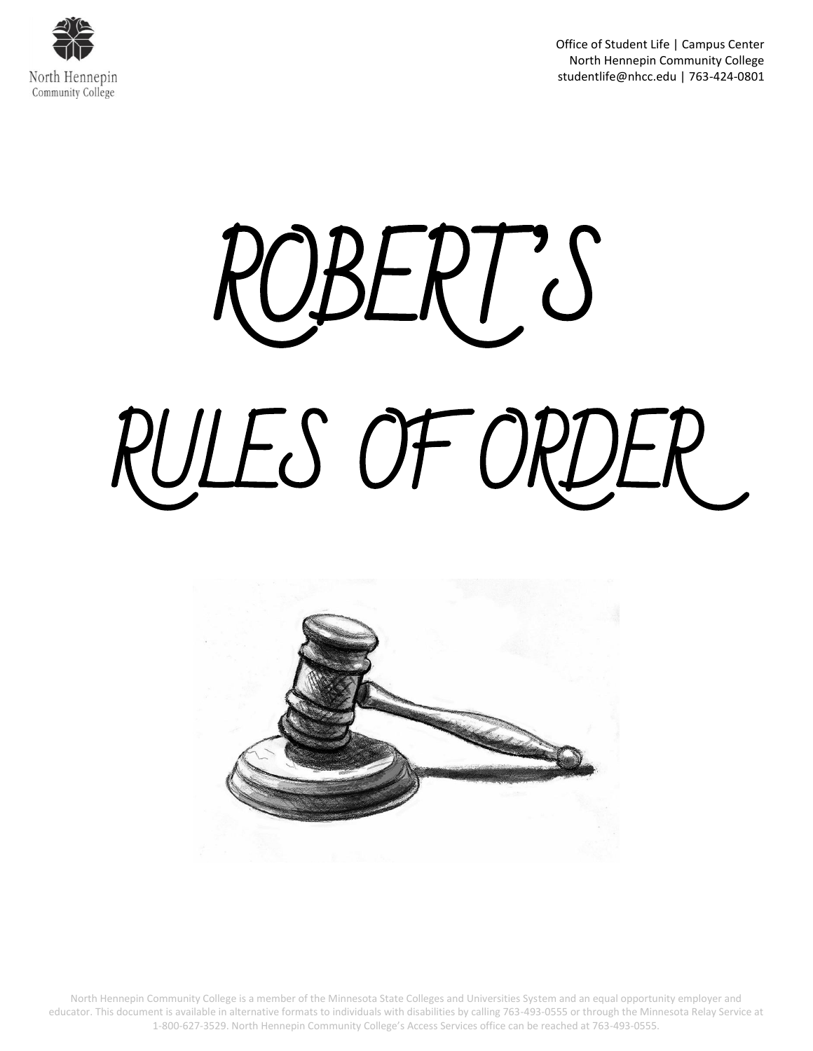North Hennepin Community College

Office of Student Life | Campus Center
North Hennepin Community College
studentlife@nhcc.edu | 763-424-0801

# ROBERT'S RULES OF ORDER

North Hennepin Community College is a member of the Minnesota State Colleges and Universities System and an equal opportunity employer and educator. This document is available in alternative formats to individuals with disabilities by calling 763-493-0555 or through the Minnesota Relay Service at 1-800-627-3529. North Hennepin Community College's Access Services office can be reached at 763-493-0555.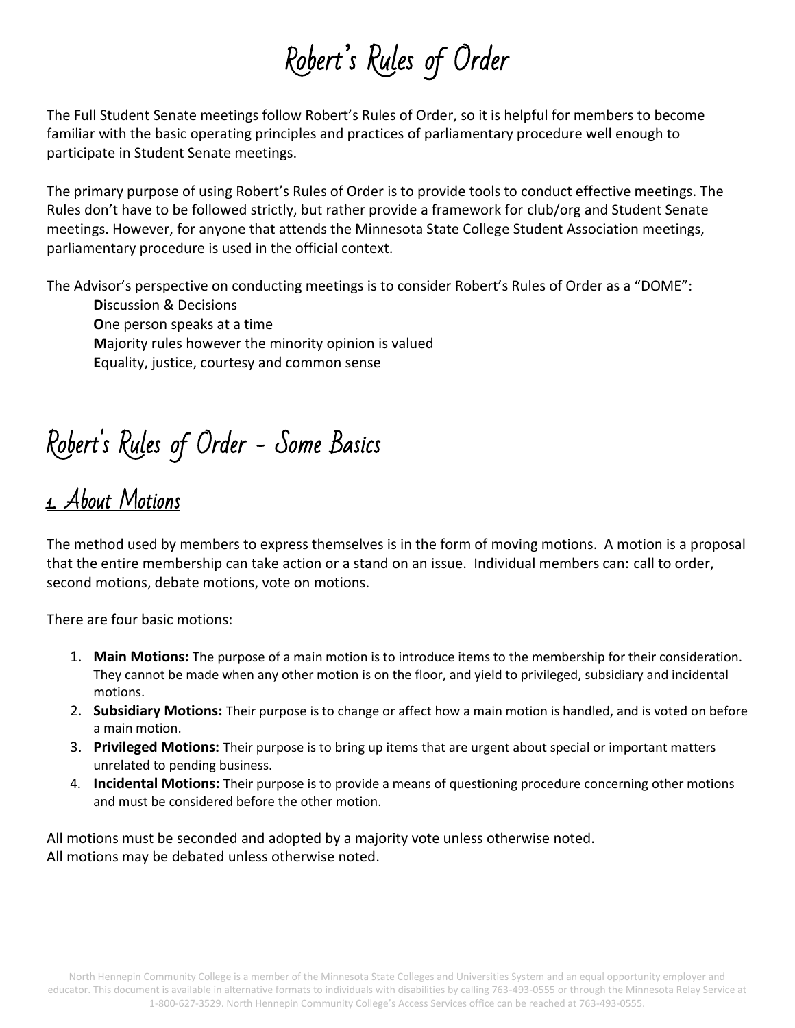# Robert's Rules of Order

The Full Student Senate meetings follow Robert's Rules of Order, so it is helpful for members to become familiar with the basic operating principles and practices of parliamentary procedure well enough to participate in Student Senate meetings.

The primary purpose of using Robert's Rules of Order is to provide tools to conduct effective meetings. The Rules don't have to be followed strictly, but rather provide a framework for club/org and Student Senate meetings. However, for anyone that attends the Minnesota State College Student Association meetings, parliamentary procedure is used in the official context.

The Advisor's perspective on conducting meetings is to consider Robert's Rules of Order as a "DOME":

**D**iscussion & Decisions
**O**ne person speaks at a time
**M**ajority rules however the minority opinion is valued
**E**quality, justice, courtesy and common sense

# Robert's Rules of Order - Some Basics

## 1. About Motions

The method used by members to express themselves is in the form of moving motions. A motion is a proposal that the entire membership can take action or a stand on an issue. Individual members can: call to order, second motions, debate motions, vote on motions.

There are four basic motions:

1. **Main Motions:** The purpose of a main motion is to introduce items to the membership for their consideration. They cannot be made when any other motion is on the floor, and yield to privileged, subsidiary and incidental motions.
2. **Subsidiary Motions:** Their purpose is to change or affect how a main motion is handled, and is voted on before a main motion.
3. **Privileged Motions:** Their purpose is to bring up items that are urgent about special or important matters unrelated to pending business.
4. **Incidental Motions:** Their purpose is to provide a means of questioning procedure concerning other motions and must be considered before the other motion.

All motions must be seconded and adopted by a majority vote unless otherwise noted.
All motions may be debated unless otherwise noted.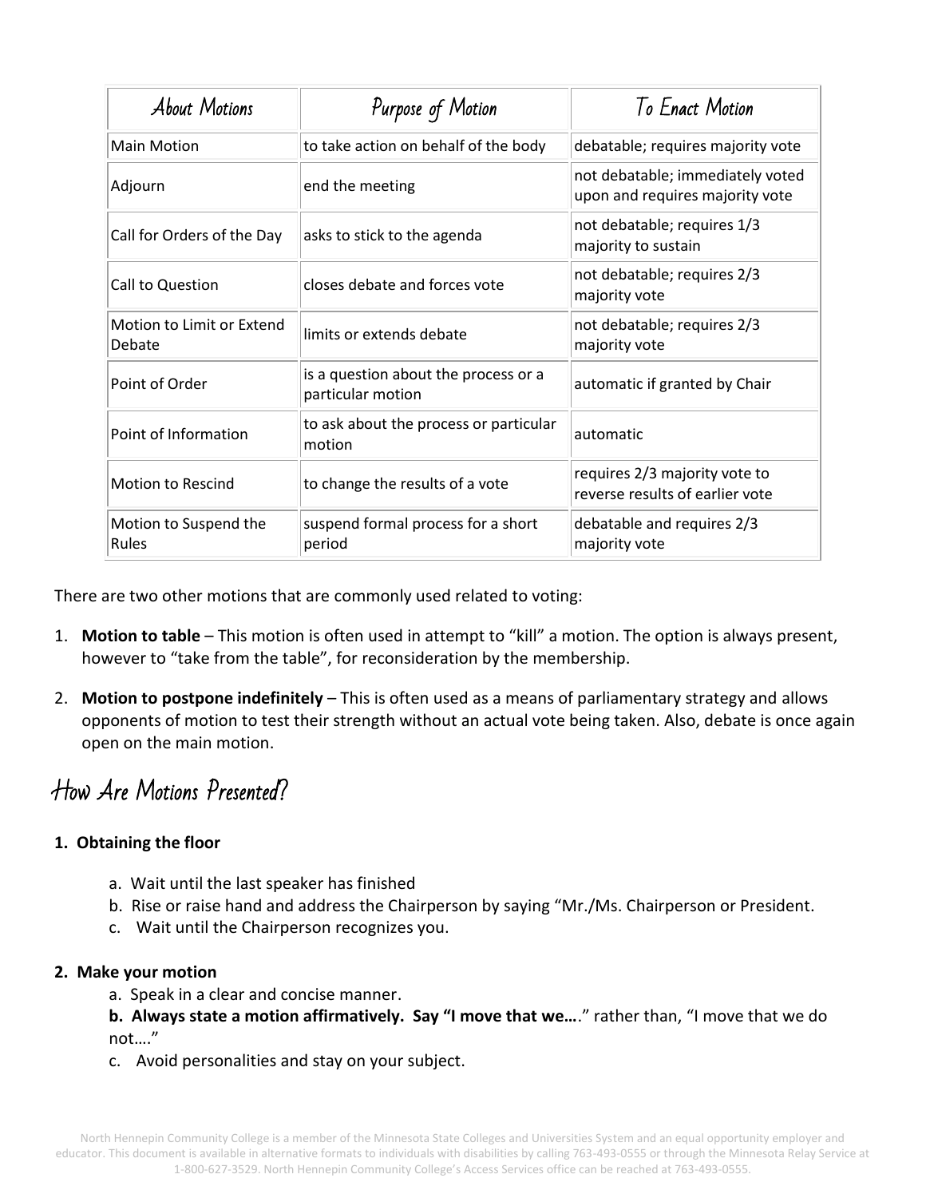| About Motions | Purpose of Motion | To Enact Motion |
| --- | --- | --- |
| Main Motion | to take action on behalf of the body | debatable; requires majority vote |
| Adjourn | end the meeting | not debatable; immediately voted upon and requires majority vote |
| Call for Orders of the Day | asks to stick to the agenda | not debatable; requires 1/3 majority to sustain |
| Call to Question | closes debate and forces vote | not debatable; requires 2/3 majority vote |
| Motion to Limit or Extend Debate | limits or extends debate | not debatable; requires 2/3 majority vote |
| Point of Order | is a question about the process or a particular motion | automatic if granted by Chair |
| Point of Information | to ask about the process or particular motion | automatic |
| Motion to Rescind | to change the results of a vote | requires 2/3 majority vote to reverse results of earlier vote |
| Motion to Suspend the Rules | suspend formal process for a short period | debatable and requires 2/3 majority vote |

There are two other motions that are commonly used related to voting:

1. **Motion to table** – This motion is often used in attempt to "kill" a motion. The option is always present, however to "take from the table", for reconsideration by the membership.
2. **Motion to postpone indefinitely** – This is often used as a means of parliamentary strategy and allows opponents of motion to test their strength without an actual vote being taken. Also, debate is once again open on the main motion.

# How Are Motions Presented?

**1. Obtaining the floor**

a. Wait until the last speaker has finished
b. Rise or raise hand and address the Chairperson by saying "Mr./Ms. Chairperson or President.
c. Wait until the Chairperson recognizes you.

**2. Make your motion**

a. Speak in a clear and concise manner.
**b. Always state a motion affirmatively. Say "I move that we….**" rather than, "I move that we do not…."
c. Avoid personalities and stay on your subject.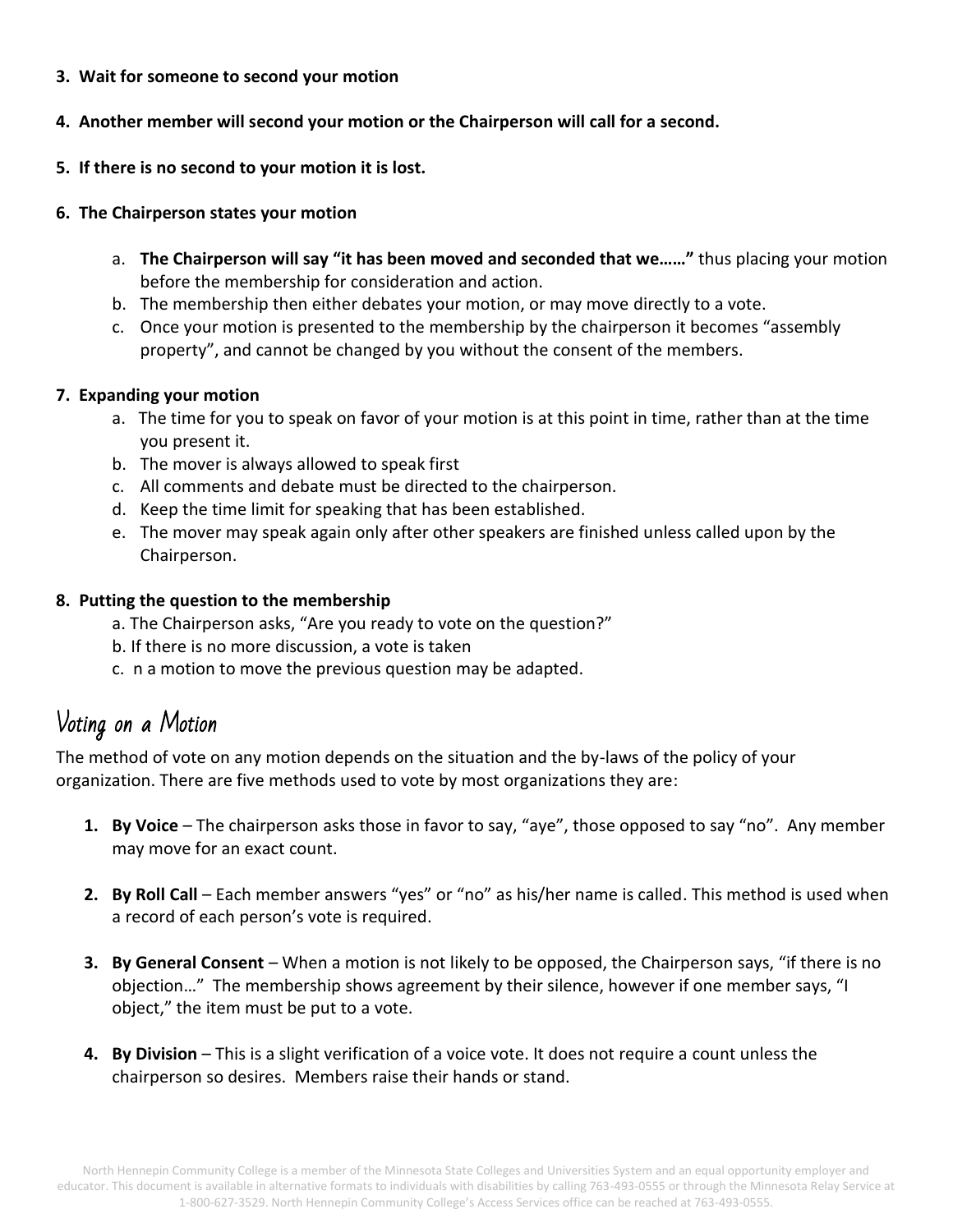3. **Wait for someone to second your motion**

4. **Another member will second your motion or the Chairperson will call for a second.**

5. **If there is no second to your motion it is lost.**

6. **The Chairperson states your motion**

   a. **The Chairperson will say "it has been moved and seconded that we……"** thus placing your motion before the membership for consideration and action.
   b. The membership then either debates your motion, or may move directly to a vote.
   c. Once your motion is presented to the membership by the chairperson it becomes "assembly property", and cannot be changed by you without the consent of the members.

7. **Expanding your motion**
   a. The time for you to speak on favor of your motion is at this point in time, rather than at the time you present it.
   b. The mover is always allowed to speak first
   c. All comments and debate must be directed to the chairperson.
   d. Keep the time limit for speaking that has been established.
   e. The mover may speak again only after other speakers are finished unless called upon by the Chairperson.

8. **Putting the question to the membership**
   a. The Chairperson asks, "Are you ready to vote on the question?"
   b. If there is no more discussion, a vote is taken
   c. n a motion to move the previous question may be adapted.

## Voting on a Motion

The method of vote on any motion depends on the situation and the by-laws of the policy of your organization. There are five methods used to vote by most organizations they are:

1. **By Voice** – The chairperson asks those in favor to say, "aye", those opposed to say "no". Any member may move for an exact count.

2. **By Roll Call** – Each member answers "yes" or "no" as his/her name is called. This method is used when a record of each person's vote is required.

3. **By General Consent** – When a motion is not likely to be opposed, the Chairperson says, "if there is no objection…" The membership shows agreement by their silence, however if one member says, "I object," the item must be put to a vote.

4. **By Division** – This is a slight verification of a voice vote. It does not require a count unless the chairperson so desires. Members raise their hands or stand.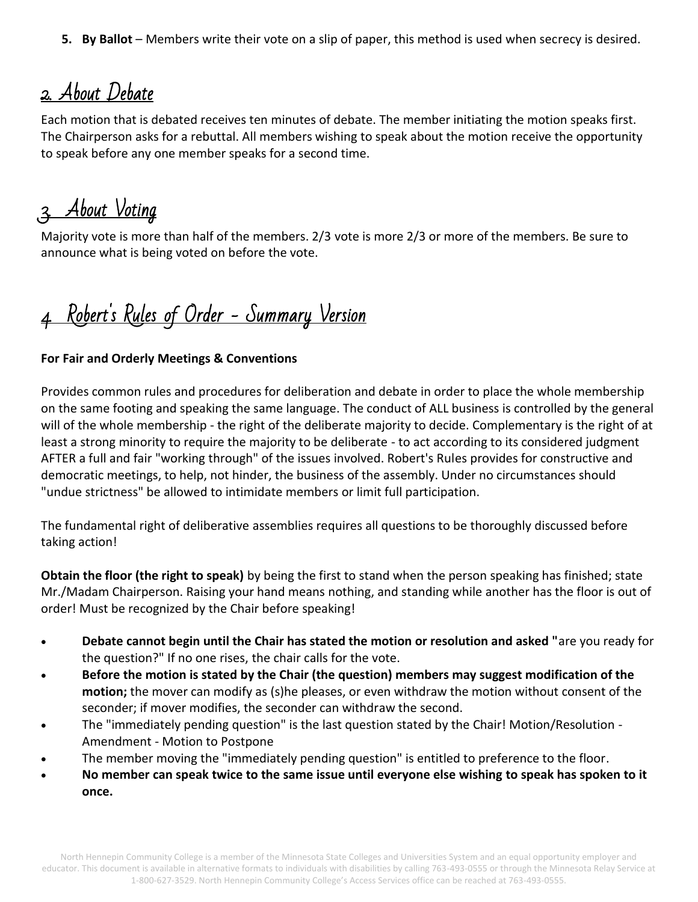5. **By Ballot** – Members write their vote on a slip of paper, this method is used when secrecy is desired.

## 2. About Debate

Each motion that is debated receives ten minutes of debate. The member initiating the motion speaks first. The Chairperson asks for a rebuttal. All members wishing to speak about the motion receive the opportunity to speak before any one member speaks for a second time.

## 3. About Voting

Majority vote is more than half of the members. 2/3 vote is more 2/3 or more of the members. Be sure to announce what is being voted on before the vote.

## 4. Robert's Rules of Order - Summary Version

**For Fair and Orderly Meetings & Conventions**

Provides common rules and procedures for deliberation and debate in order to place the whole membership on the same footing and speaking the same language. The conduct of ALL business is controlled by the general will of the whole membership - the right of the deliberate majority to decide. Complementary is the right of at least a strong minority to require the majority to be deliberate - to act according to its considered judgment AFTER a full and fair "working through" of the issues involved. Robert's Rules provides for constructive and democratic meetings, to help, not hinder, the business of the assembly. Under no circumstances should "undue strictness" be allowed to intimidate members or limit full participation.

The fundamental right of deliberative assemblies requires all questions to be thoroughly discussed before taking action!

**Obtain the floor (the right to speak)** by being the first to stand when the person speaking has finished; state Mr./Madam Chairperson. Raising your hand means nothing, and standing while another has the floor is out of order! Must be recognized by the Chair before speaking!

- **Debate cannot begin until the Chair has stated the motion or resolution and asked "**are you ready for the question?" If no one rises, the chair calls for the vote.
- **Before the motion is stated by the Chair (the question) members may suggest modification of the motion;** the mover can modify as (s)he pleases, or even withdraw the motion without consent of the seconder; if mover modifies, the seconder can withdraw the second.
- The "immediately pending question" is the last question stated by the Chair! Motion/Resolution - Amendment - Motion to Postpone
- The member moving the "immediately pending question" is entitled to preference to the floor.
- **No member can speak twice to the same issue until everyone else wishing to speak has spoken to it once.**

North Hennepin Community College is a member of the Minnesota State Colleges and Universities System and an equal opportunity employer and educator. This document is available in alternative formats to individuals with disabilities by calling 763-493-0555 or through the Minnesota Relay Service at 1-800-627-3529. North Hennepin Community College's Access Services office can be reached at 763-493-0555.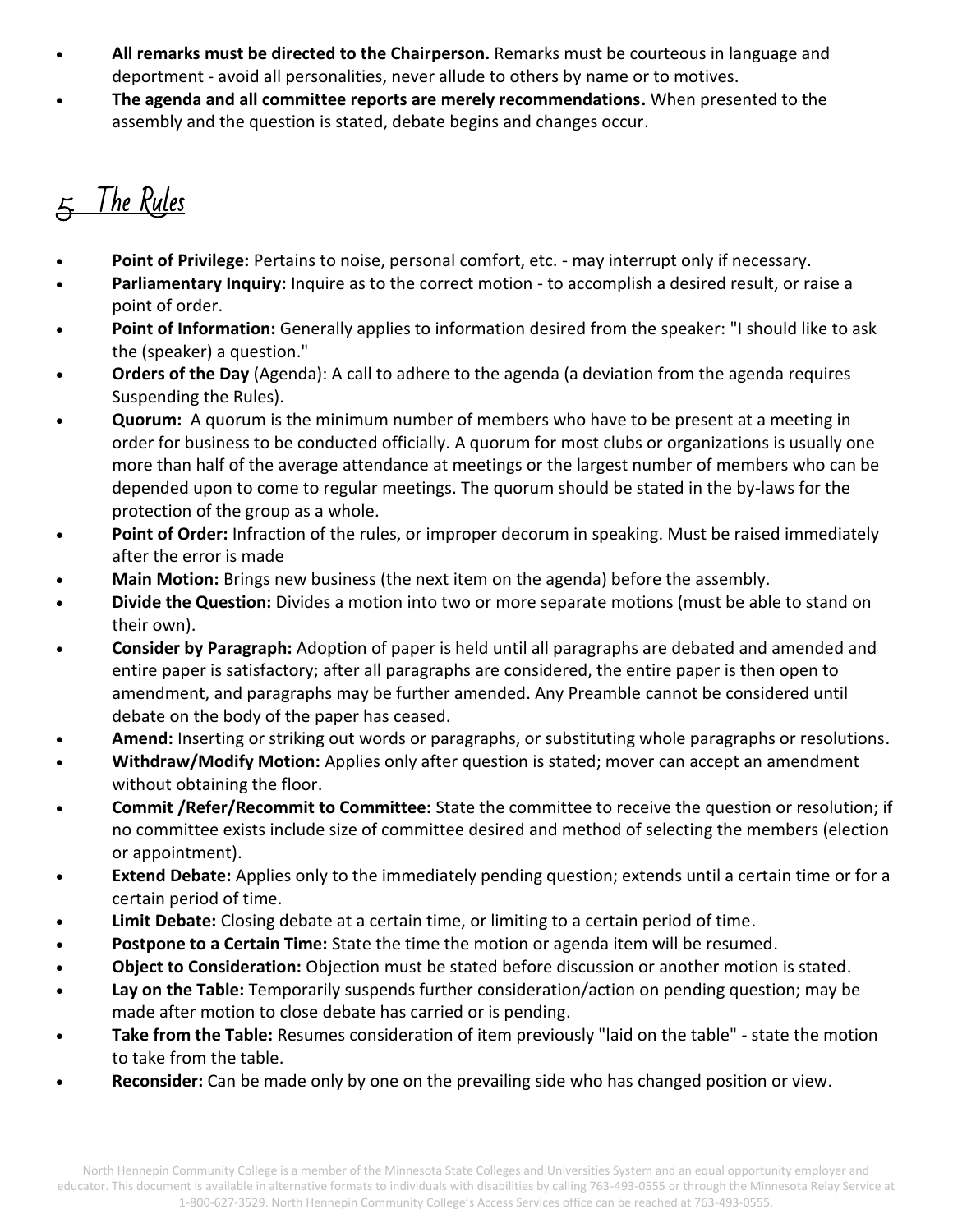- **All remarks must be directed to the Chairperson.** Remarks must be courteous in language and deportment - avoid all personalities, never allude to others by name or to motives.
- **The agenda and all committee reports are merely recommendations.** When presented to the assembly and the question is stated, debate begins and changes occur.

# 5. The Rules

- **Point of Privilege:** Pertains to noise, personal comfort, etc. - may interrupt only if necessary.
- **Parliamentary Inquiry:** Inquire as to the correct motion - to accomplish a desired result, or raise a point of order.
- **Point of Information:** Generally applies to information desired from the speaker: "I should like to ask the (speaker) a question."
- **Orders of the Day** (Agenda): A call to adhere to the agenda (a deviation from the agenda requires Suspending the Rules).
- **Quorum:** A quorum is the minimum number of members who have to be present at a meeting in order for business to be conducted officially. A quorum for most clubs or organizations is usually one more than half of the average attendance at meetings or the largest number of members who can be depended upon to come to regular meetings. The quorum should be stated in the by-laws for the protection of the group as a whole.
- **Point of Order:** Infraction of the rules, or improper decorum in speaking. Must be raised immediately after the error is made
- **Main Motion:** Brings new business (the next item on the agenda) before the assembly.
- **Divide the Question:** Divides a motion into two or more separate motions (must be able to stand on their own).
- **Consider by Paragraph:** Adoption of paper is held until all paragraphs are debated and amended and entire paper is satisfactory; after all paragraphs are considered, the entire paper is then open to amendment, and paragraphs may be further amended. Any Preamble cannot be considered until debate on the body of the paper has ceased.
- **Amend:** Inserting or striking out words or paragraphs, or substituting whole paragraphs or resolutions.
- **Withdraw/Modify Motion:** Applies only after question is stated; mover can accept an amendment without obtaining the floor.
- **Commit /Refer/Recommit to Committee:** State the committee to receive the question or resolution; if no committee exists include size of committee desired and method of selecting the members (election or appointment).
- **Extend Debate:** Applies only to the immediately pending question; extends until a certain time or for a certain period of time.
- **Limit Debate:** Closing debate at a certain time, or limiting to a certain period of time.
- **Postpone to a Certain Time:** State the time the motion or agenda item will be resumed.
- **Object to Consideration:** Objection must be stated before discussion or another motion is stated.
- **Lay on the Table:** Temporarily suspends further consideration/action on pending question; may be made after motion to close debate has carried or is pending.
- **Take from the Table:** Resumes consideration of item previously "laid on the table" - state the motion to take from the table.
- **Reconsider:** Can be made only by one on the prevailing side who has changed position or view.

North Hennepin Community College is a member of the Minnesota State Colleges and Universities System and an equal opportunity employer and educator. This document is available in alternative formats to individuals with disabilities by calling 763-493-0555 or through the Minnesota Relay Service at 1-800-627-3529. North Hennepin Community College's Access Services office can be reached at 763-493-0555.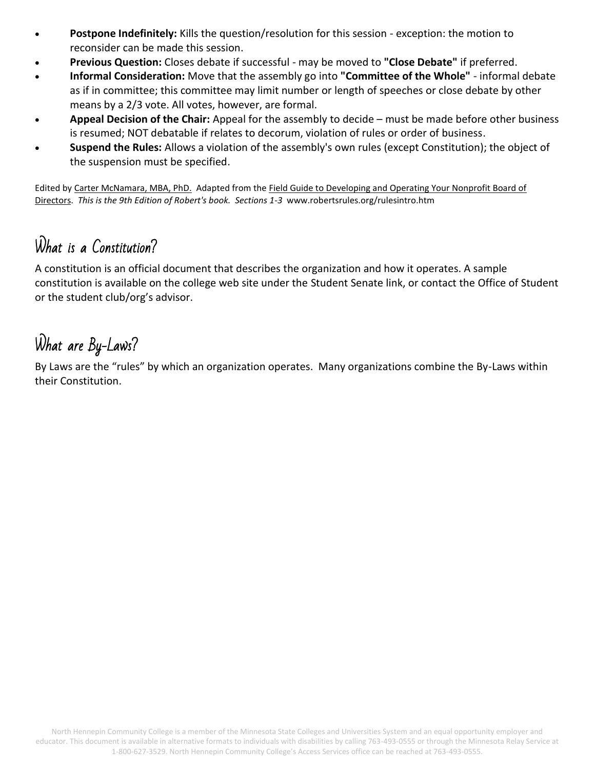- **Postpone Indefinitely:** Kills the question/resolution for this session - exception: the motion to reconsider can be made this session.
- **Previous Question:** Closes debate if successful - may be moved to **"Close Debate"** if preferred.
- **Informal Consideration:** Move that the assembly go into **"Committee of the Whole"** - informal debate as if in committee; this committee may limit number or length of speeches or close debate by other means by a 2/3 vote. All votes, however, are formal.
- **Appeal Decision of the Chair:** Appeal for the assembly to decide – must be made before other business is resumed; NOT debatable if relates to decorum, violation of rules or order of business.
- **Suspend the Rules:** Allows a violation of the assembly's own rules (except Constitution); the object of the suspension must be specified.

Edited by Carter McNamara, MBA, PhD. Adapted from the Field Guide to Developing and Operating Your Nonprofit Board of Directors. *This is the 9th Edition of Robert's book. Sections 1-3* www.robertsrules.org/rulesintro.htm

## What is a Constitution?

A constitution is an official document that describes the organization and how it operates. A sample constitution is available on the college web site under the Student Senate link, or contact the Office of Student or the student club/org's advisor.

## What are By-Laws?

By Laws are the "rules" by which an organization operates. Many organizations combine the By-Laws within their Constitution.